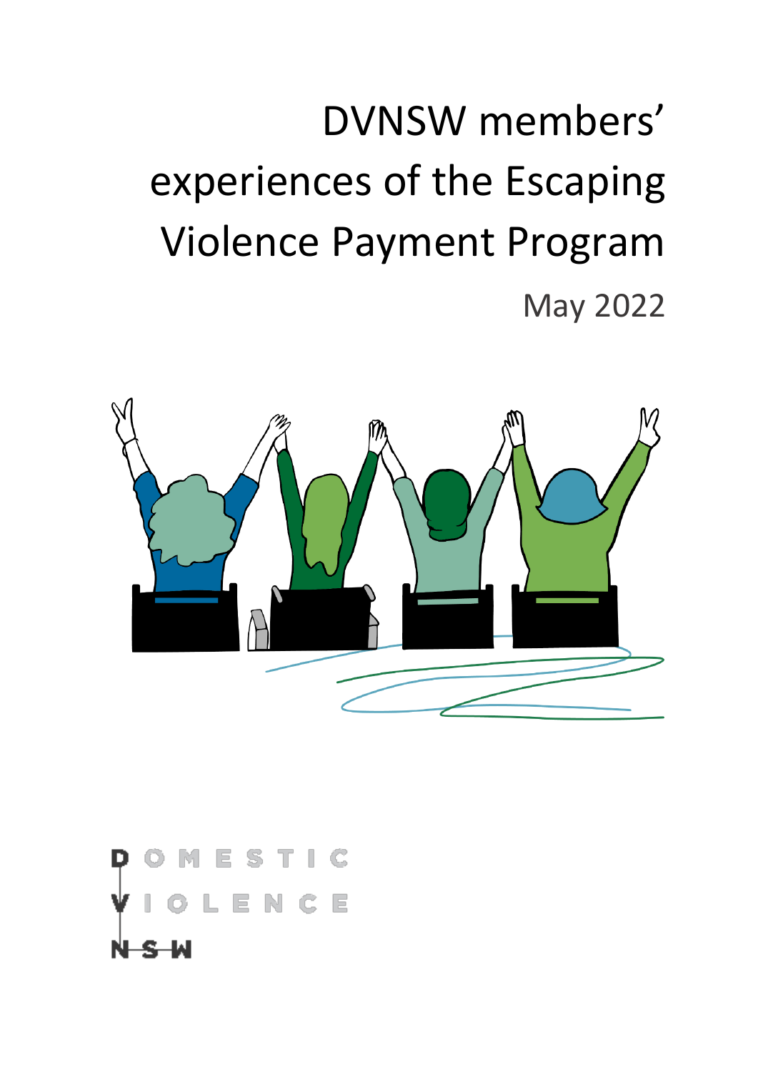# DVNSW members' experiences of the Escaping Violence Payment Program

May 2022

DOMESTIC VIOLENCE NSW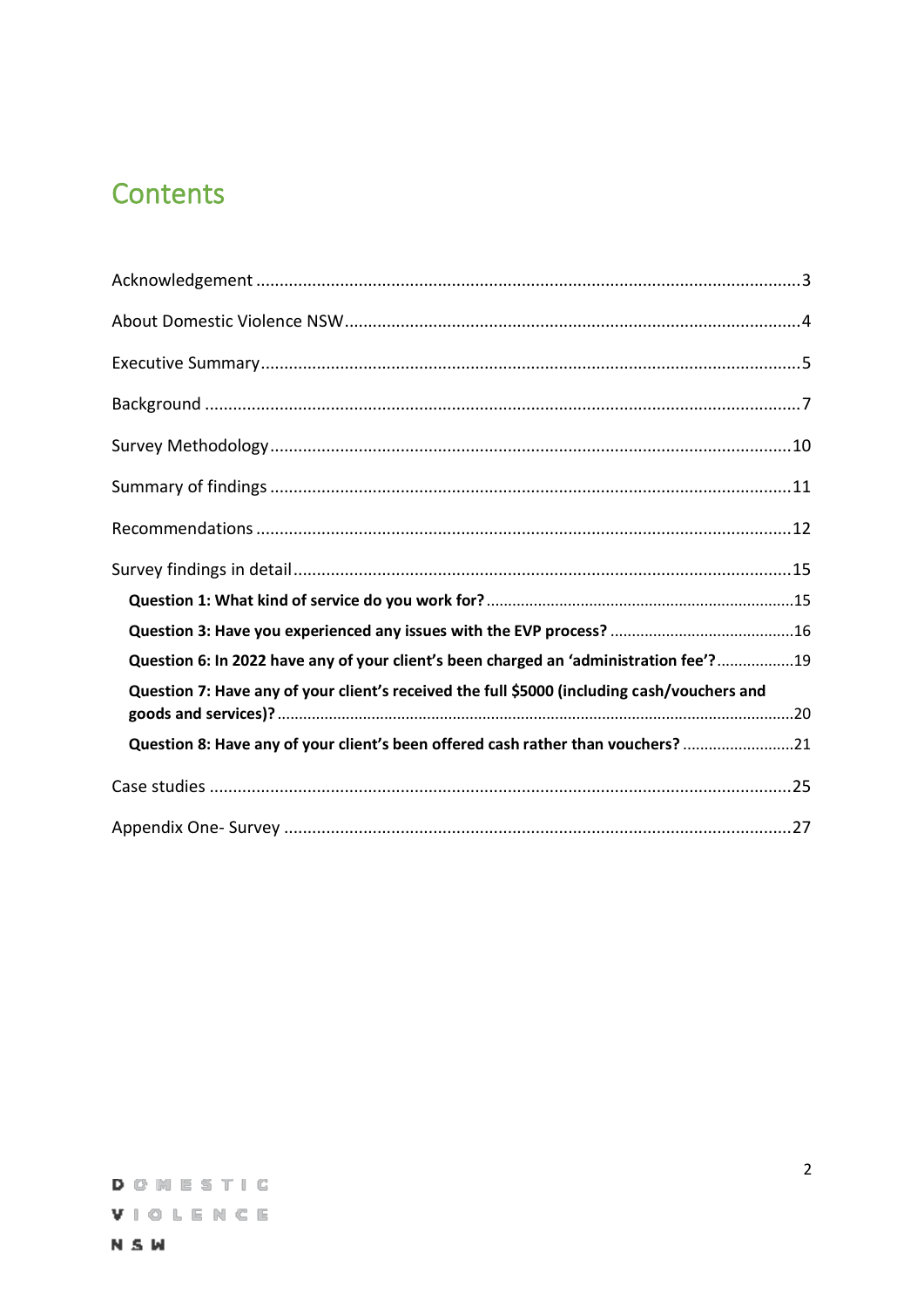# Contents

Acknowledgement ........................................................................................................3

About Domestic Violence NSW......................................................................................4

Executive Summary.......................................................................................................5

Background ..................................................................................................................7

Survey Methodology....................................................................................................10

Summary of findings ...................................................................................................11

Recommendations ......................................................................................................12

Survey findings in detail..............................................................................................15

**Question 1: What kind of service do you work for?** ..........................................................15

**Question 3: Have you experienced any issues with the EVP process?** ..................................16

**Question 6: In 2022 have any of your client's been charged an 'administration fee'?**..................19

**Question 7: Have any of your client's received the full $5000 (including cash/vouchers and goods and services)?** ..........................................................................................................20

**Question 8: Have any of your client's been offered cash rather than vouchers?** ........................21

Case studies ...............................................................................................................25

Appendix One- Survey ................................................................................................27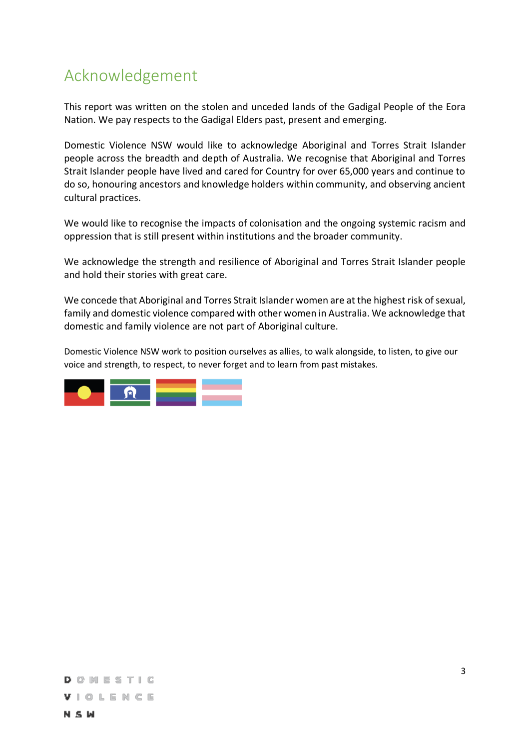# Acknowledgement

This report was written on the stolen and unceded lands of the Gadigal People of the Eora Nation. We pay respects to the Gadigal Elders past, present and emerging.

Domestic Violence NSW would like to acknowledge Aboriginal and Torres Strait Islander people across the breadth and depth of Australia. We recognise that Aboriginal and Torres Strait Islander people have lived and cared for Country for over 65,000 years and continue to do so, honouring ancestors and knowledge holders within community, and observing ancient cultural practices.

We would like to recognise the impacts of colonisation and the ongoing systemic racism and oppression that is still present within institutions and the broader community.

We acknowledge the strength and resilience of Aboriginal and Torres Strait Islander people and hold their stories with great care.

We concede that Aboriginal and Torres Strait Islander women are at the highest risk of sexual, family and domestic violence compared with other women in Australia. We acknowledge that domestic and family violence are not part of Aboriginal culture.

Domestic Violence NSW work to position ourselves as allies, to walk alongside, to listen, to give our voice and strength, to respect, to never forget and to learn from past mistakes.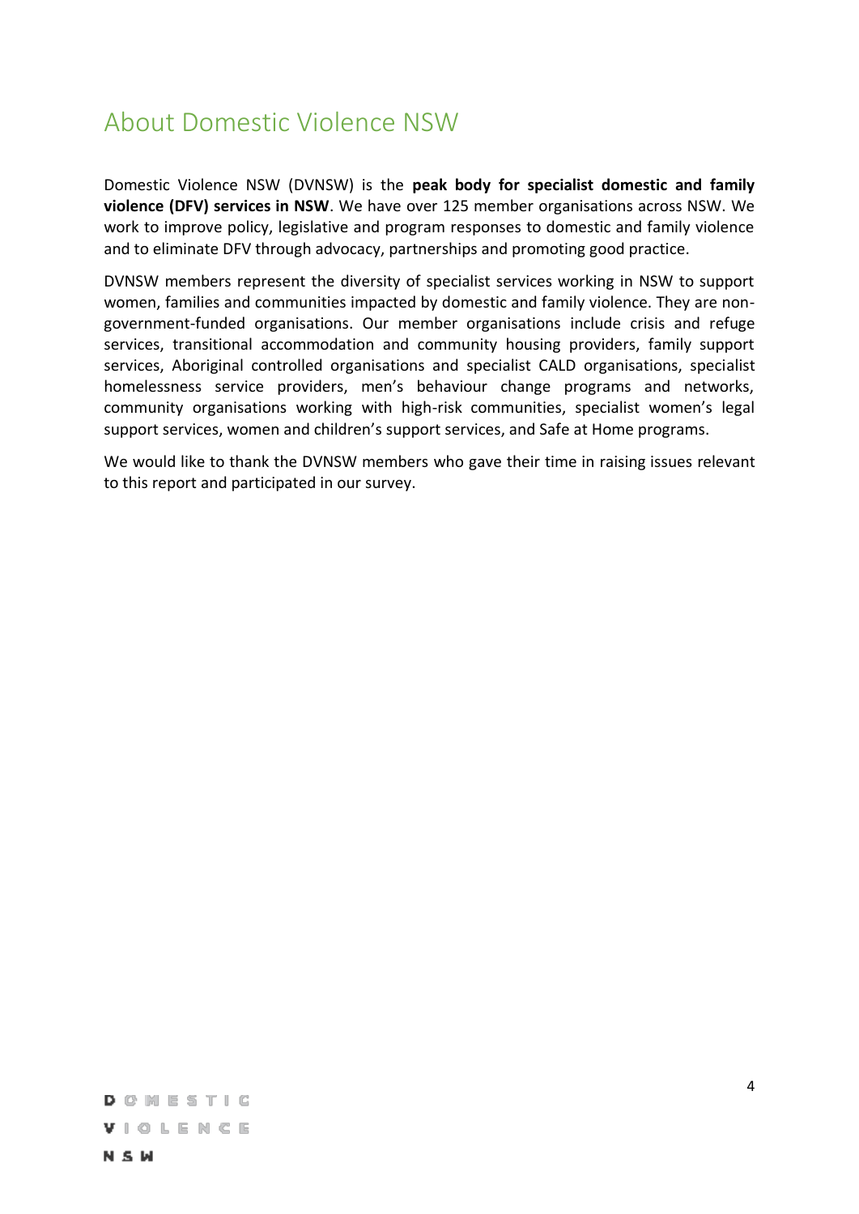# About Domestic Violence NSW

Domestic Violence NSW (DVNSW) is the **peak body for specialist domestic and family violence (DFV) services in NSW**. We have over 125 member organisations across NSW. We work to improve policy, legislative and program responses to domestic and family violence and to eliminate DFV through advocacy, partnerships and promoting good practice.

DVNSW members represent the diversity of specialist services working in NSW to support women, families and communities impacted by domestic and family violence. They are non-government-funded organisations. Our member organisations include crisis and refuge services, transitional accommodation and community housing providers, family support services, Aboriginal controlled organisations and specialist CALD organisations, specialist homelessness service providers, men's behaviour change programs and networks, community organisations working with high-risk communities, specialist women's legal support services, women and children's support services, and Safe at Home programs.

We would like to thank the DVNSW members who gave their time in raising issues relevant to this report and participated in our survey.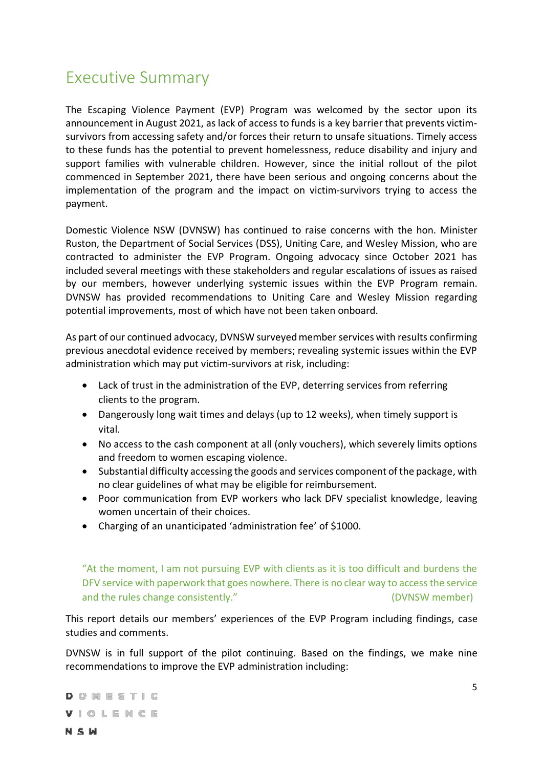# Executive Summary

The Escaping Violence Payment (EVP) Program was welcomed by the sector upon its announcement in August 2021, as lack of access to funds is a key barrier that prevents victim-survivors from accessing safety and/or forces their return to unsafe situations. Timely access to these funds has the potential to prevent homelessness, reduce disability and injury and support families with vulnerable children. However, since the initial rollout of the pilot commenced in September 2021, there have been serious and ongoing concerns about the implementation of the program and the impact on victim-survivors trying to access the payment.

Domestic Violence NSW (DVNSW) has continued to raise concerns with the hon. Minister Ruston, the Department of Social Services (DSS), Uniting Care, and Wesley Mission, who are contracted to administer the EVP Program. Ongoing advocacy since October 2021 has included several meetings with these stakeholders and regular escalations of issues as raised by our members, however underlying systemic issues within the EVP Program remain. DVNSW has provided recommendations to Uniting Care and Wesley Mission regarding potential improvements, most of which have not been taken onboard.

As part of our continued advocacy, DVNSW surveyed member services with results confirming previous anecdotal evidence received by members; revealing systemic issues within the EVP administration which may put victim-survivors at risk, including:

- Lack of trust in the administration of the EVP, deterring services from referring clients to the program.
- Dangerously long wait times and delays (up to 12 weeks), when timely support is vital.
- No access to the cash component at all (only vouchers), which severely limits options and freedom to women escaping violence.
- Substantial difficulty accessing the goods and services component of the package, with no clear guidelines of what may be eligible for reimbursement.
- Poor communication from EVP workers who lack DFV specialist knowledge, leaving women uncertain of their choices.
- Charging of an unanticipated 'administration fee' of $1000.

> "At the moment, I am not pursuing EVP with clients as it is too difficult and burdens the DFV service with paperwork that goes nowhere. There is no clear way to access the service and the rules change consistently." (DVNSW member)

This report details our members' experiences of the EVP Program including findings, case studies and comments.

DVNSW is in full support of the pilot continuing. Based on the findings, we make nine recommendations to improve the EVP administration including: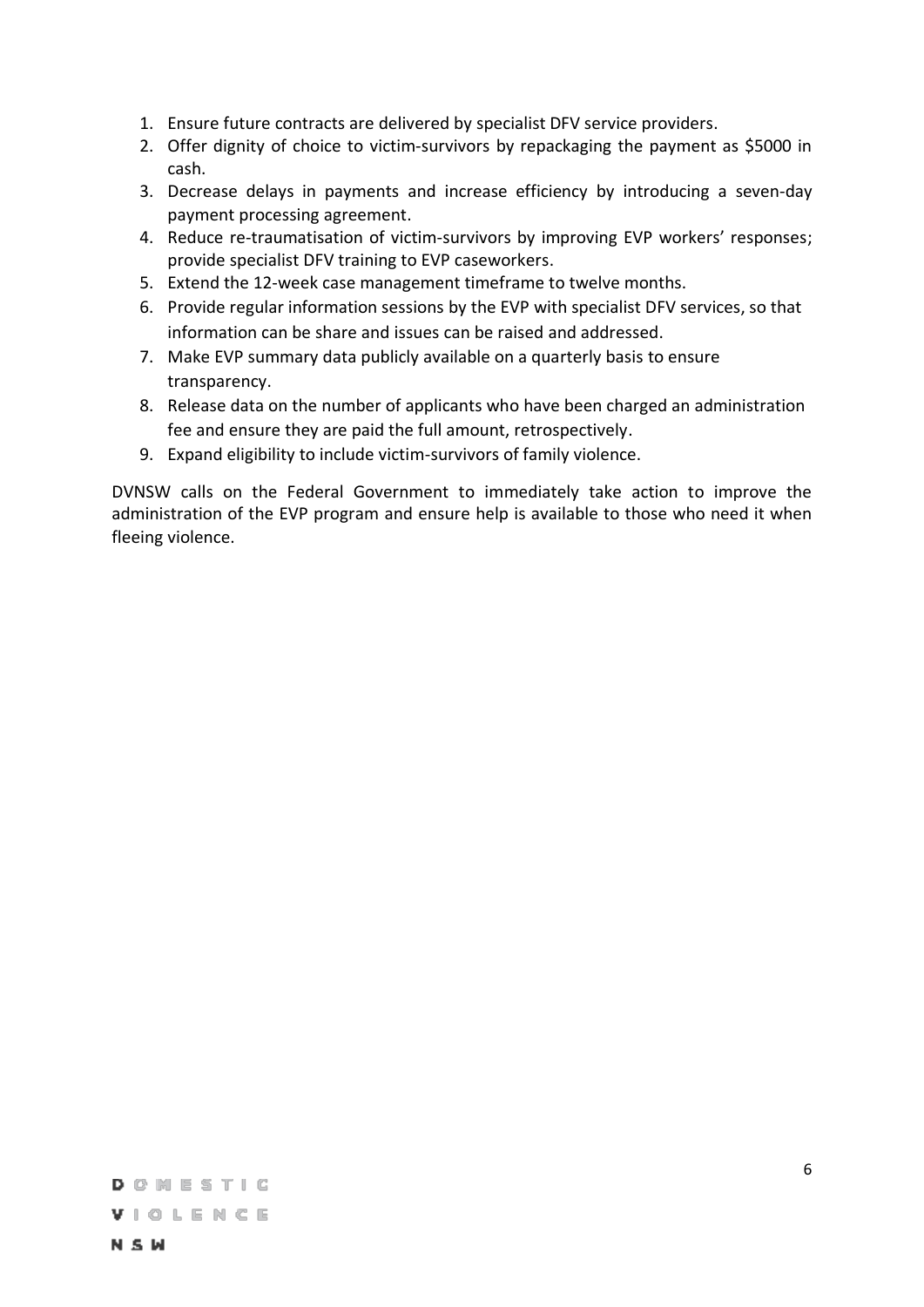1. Ensure future contracts are delivered by specialist DFV service providers.
2. Offer dignity of choice to victim-survivors by repackaging the payment as $5000 in cash.
3. Decrease delays in payments and increase efficiency by introducing a seven-day payment processing agreement.
4. Reduce re-traumatisation of victim-survivors by improving EVP workers' responses; provide specialist DFV training to EVP caseworkers.
5. Extend the 12-week case management timeframe to twelve months.
6. Provide regular information sessions by the EVP with specialist DFV services, so that information can be share and issues can be raised and addressed.
7. Make EVP summary data publicly available on a quarterly basis to ensure transparency.
8. Release data on the number of applicants who have been charged an administration fee and ensure they are paid the full amount, retrospectively.
9. Expand eligibility to include victim-survivors of family violence.

DVNSW calls on the Federal Government to immediately take action to improve the administration of the EVP program and ensure help is available to those who need it when fleeing violence.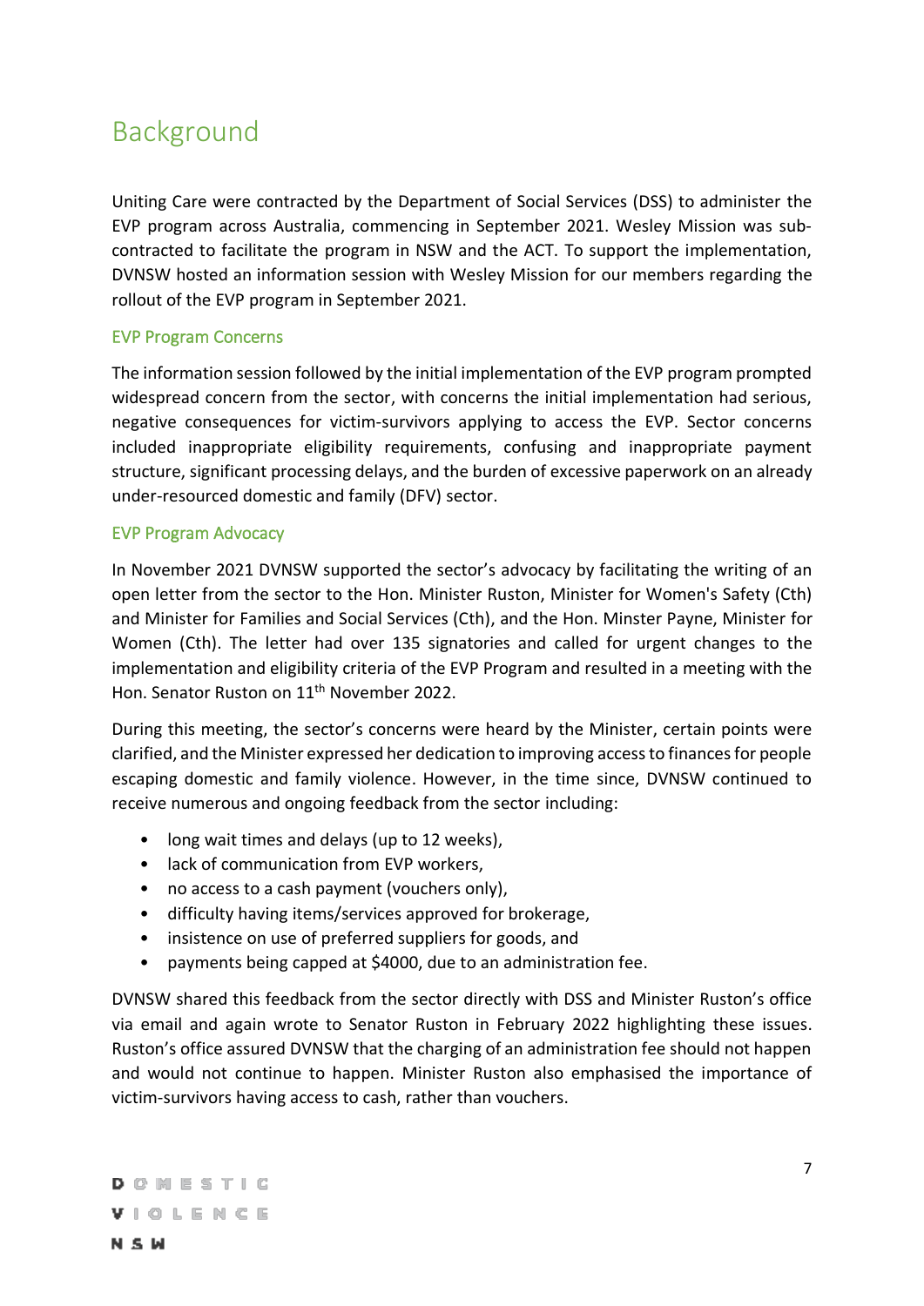# Background

Uniting Care were contracted by the Department of Social Services (DSS) to administer the EVP program across Australia, commencing in September 2021. Wesley Mission was sub-contracted to facilitate the program in NSW and the ACT. To support the implementation, DVNSW hosted an information session with Wesley Mission for our members regarding the rollout of the EVP program in September 2021.

## EVP Program Concerns

The information session followed by the initial implementation of the EVP program prompted widespread concern from the sector, with concerns the initial implementation had serious, negative consequences for victim-survivors applying to access the EVP. Sector concerns included inappropriate eligibility requirements, confusing and inappropriate payment structure, significant processing delays, and the burden of excessive paperwork on an already under-resourced domestic and family (DFV) sector.

## EVP Program Advocacy

In November 2021 DVNSW supported the sector's advocacy by facilitating the writing of an open letter from the sector to the Hon. Minister Ruston, Minister for Women's Safety (Cth) and Minister for Families and Social Services (Cth), and the Hon. Minster Payne, Minister for Women (Cth). The letter had over 135 signatories and called for urgent changes to the implementation and eligibility criteria of the EVP Program and resulted in a meeting with the Hon. Senator Ruston on 11th November 2022.

During this meeting, the sector's concerns were heard by the Minister, certain points were clarified, and the Minister expressed her dedication to improving access to finances for people escaping domestic and family violence. However, in the time since, DVNSW continued to receive numerous and ongoing feedback from the sector including:

- long wait times and delays (up to 12 weeks),
- lack of communication from EVP workers,
- no access to a cash payment (vouchers only),
- difficulty having items/services approved for brokerage,
- insistence on use of preferred suppliers for goods, and
- payments being capped at $4000, due to an administration fee.

DVNSW shared this feedback from the sector directly with DSS and Minister Ruston's office via email and again wrote to Senator Ruston in February 2022 highlighting these issues. Ruston's office assured DVNSW that the charging of an administration fee should not happen and would not continue to happen. Minister Ruston also emphasised the importance of victim-survivors having access to cash, rather than vouchers.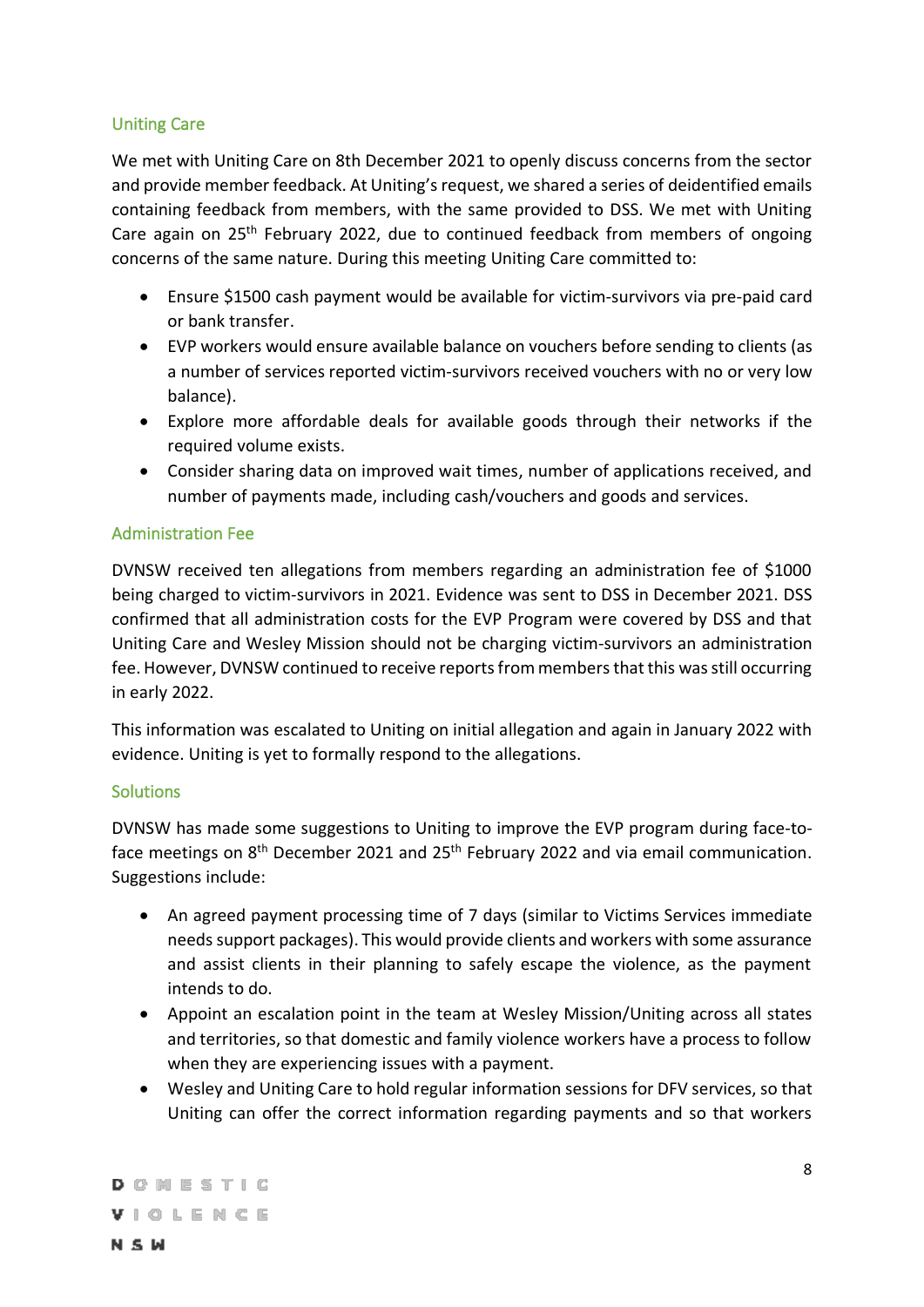### Uniting Care

We met with Uniting Care on 8th December 2021 to openly discuss concerns from the sector and provide member feedback. At Uniting's request, we shared a series of deidentified emails containing feedback from members, with the same provided to DSS. We met with Uniting Care again on 25th February 2022, due to continued feedback from members of ongoing concerns of the same nature. During this meeting Uniting Care committed to:

- Ensure $1500 cash payment would be available for victim-survivors via pre-paid card or bank transfer.
- EVP workers would ensure available balance on vouchers before sending to clients (as a number of services reported victim-survivors received vouchers with no or very low balance).
- Explore more affordable deals for available goods through their networks if the required volume exists.
- Consider sharing data on improved wait times, number of applications received, and number of payments made, including cash/vouchers and goods and services.

### Administration Fee

DVNSW received ten allegations from members regarding an administration fee of $1000 being charged to victim-survivors in 2021. Evidence was sent to DSS in December 2021. DSS confirmed that all administration costs for the EVP Program were covered by DSS and that Uniting Care and Wesley Mission should not be charging victim-survivors an administration fee. However, DVNSW continued to receive reports from members that this was still occurring in early 2022.

This information was escalated to Uniting on initial allegation and again in January 2022 with evidence. Uniting is yet to formally respond to the allegations.

### Solutions

DVNSW has made some suggestions to Uniting to improve the EVP program during face-to-face meetings on 8th December 2021 and 25th February 2022 and via email communication. Suggestions include:

- An agreed payment processing time of 7 days (similar to Victims Services immediate needs support packages). This would provide clients and workers with some assurance and assist clients in their planning to safely escape the violence, as the payment intends to do.
- Appoint an escalation point in the team at Wesley Mission/Uniting across all states and territories, so that domestic and family violence workers have a process to follow when they are experiencing issues with a payment.
- Wesley and Uniting Care to hold regular information sessions for DFV services, so that Uniting can offer the correct information regarding payments and so that workers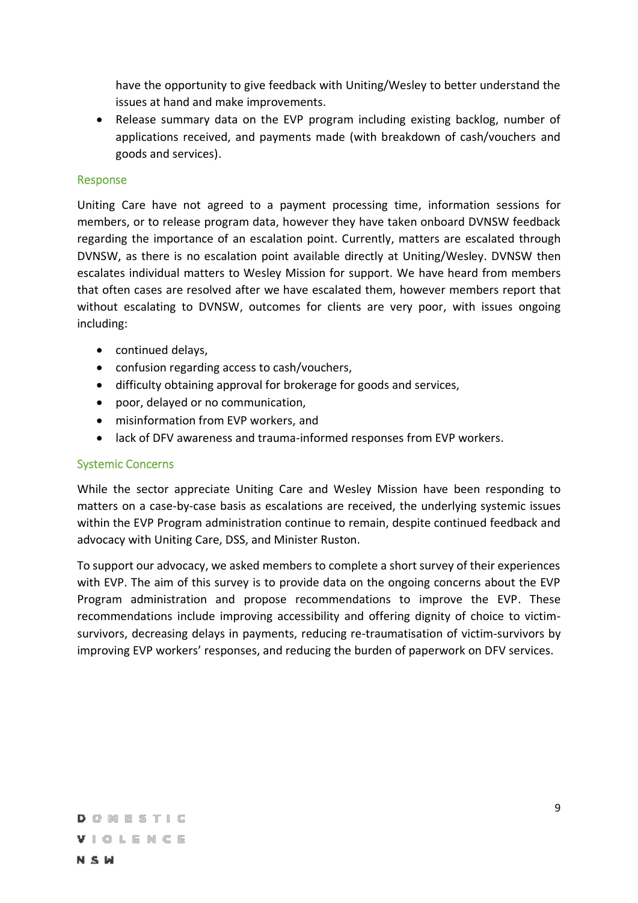have the opportunity to give feedback with Uniting/Wesley to better understand the issues at hand and make improvements.

- Release summary data on the EVP program including existing backlog, number of applications received, and payments made (with breakdown of cash/vouchers and goods and services).

### Response

Uniting Care have not agreed to a payment processing time, information sessions for members, or to release program data, however they have taken onboard DVNSW feedback regarding the importance of an escalation point. Currently, matters are escalated through DVNSW, as there is no escalation point available directly at Uniting/Wesley. DVNSW then escalates individual matters to Wesley Mission for support. We have heard from members that often cases are resolved after we have escalated them, however members report that without escalating to DVNSW, outcomes for clients are very poor, with issues ongoing including:

- continued delays,
- confusion regarding access to cash/vouchers,
- difficulty obtaining approval for brokerage for goods and services,
- poor, delayed or no communication,
- misinformation from EVP workers, and
- lack of DFV awareness and trauma-informed responses from EVP workers.

### Systemic Concerns

While the sector appreciate Uniting Care and Wesley Mission have been responding to matters on a case-by-case basis as escalations are received, the underlying systemic issues within the EVP Program administration continue to remain, despite continued feedback and advocacy with Uniting Care, DSS, and Minister Ruston.

To support our advocacy, we asked members to complete a short survey of their experiences with EVP. The aim of this survey is to provide data on the ongoing concerns about the EVP Program administration and propose recommendations to improve the EVP. These recommendations include improving accessibility and offering dignity of choice to victim-survivors, decreasing delays in payments, reducing re-traumatisation of victim-survivors by improving EVP workers' responses, and reducing the burden of paperwork on DFV services.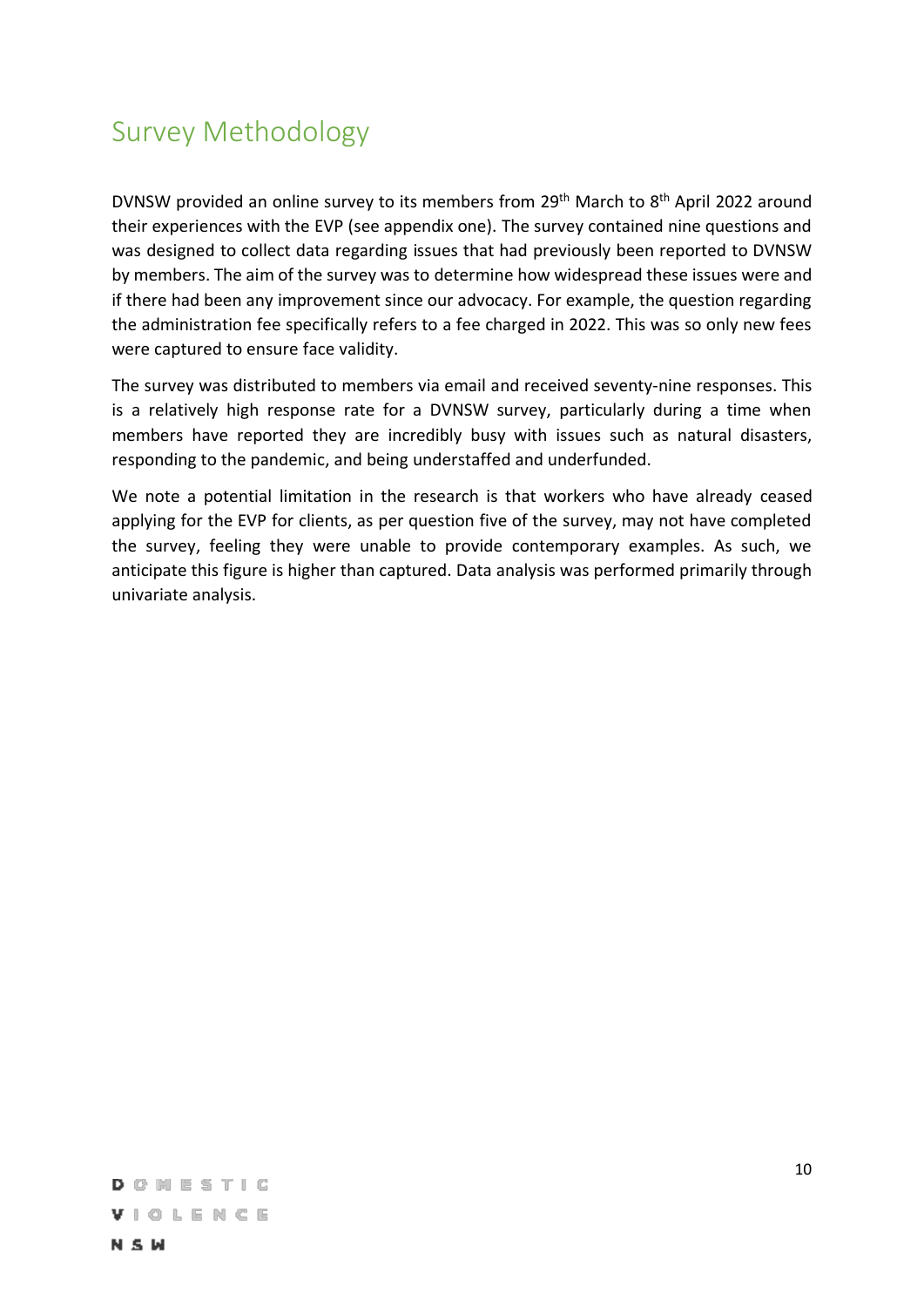## Survey Methodology

DVNSW provided an online survey to its members from 29th March to 8th April 2022 around their experiences with the EVP (see appendix one). The survey contained nine questions and was designed to collect data regarding issues that had previously been reported to DVNSW by members. The aim of the survey was to determine how widespread these issues were and if there had been any improvement since our advocacy. For example, the question regarding the administration fee specifically refers to a fee charged in 2022. This was so only new fees were captured to ensure face validity.

The survey was distributed to members via email and received seventy-nine responses. This is a relatively high response rate for a DVNSW survey, particularly during a time when members have reported they are incredibly busy with issues such as natural disasters, responding to the pandemic, and being understaffed and underfunded.

We note a potential limitation in the research is that workers who have already ceased applying for the EVP for clients, as per question five of the survey, may not have completed the survey, feeling they were unable to provide contemporary examples. As such, we anticipate this figure is higher than captured. Data analysis was performed primarily through univariate analysis.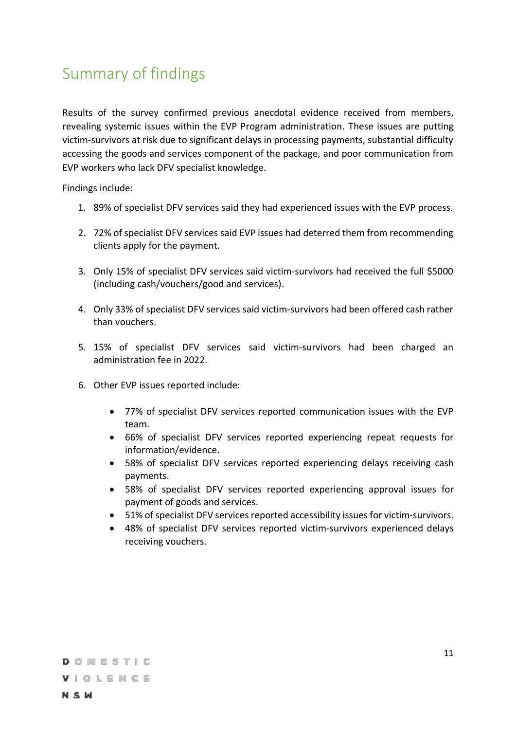# Summary of findings

Results of the survey confirmed previous anecdotal evidence received from members, revealing systemic issues within the EVP Program administration. These issues are putting victim-survivors at risk due to significant delays in processing payments, substantial difficulty accessing the goods and services component of the package, and poor communication from EVP workers who lack DFV specialist knowledge.

Findings include:

1. 89% of specialist DFV services said they had experienced issues with the EVP process.
2. 72% of specialist DFV services said EVP issues had deterred them from recommending clients apply for the payment.
3. Only 15% of specialist DFV services said victim-survivors had received the full $5000 (including cash/vouchers/good and services).
4. Only 33% of specialist DFV services said victim-survivors had been offered cash rather than vouchers.
5. 15% of specialist DFV services said victim-survivors had been charged an administration fee in 2022.
6. Other EVP issues reported include:
    - 77% of specialist DFV services reported communication issues with the EVP team.
    - 66% of specialist DFV services reported experiencing repeat requests for information/evidence.
    - 58% of specialist DFV services reported experiencing delays receiving cash payments.
    - 58% of specialist DFV services reported experiencing approval issues for payment of goods and services.
    - 51% of specialist DFV services reported accessibility issues for victim-survivors.
    - 48% of specialist DFV services reported victim-survivors experienced delays receiving vouchers.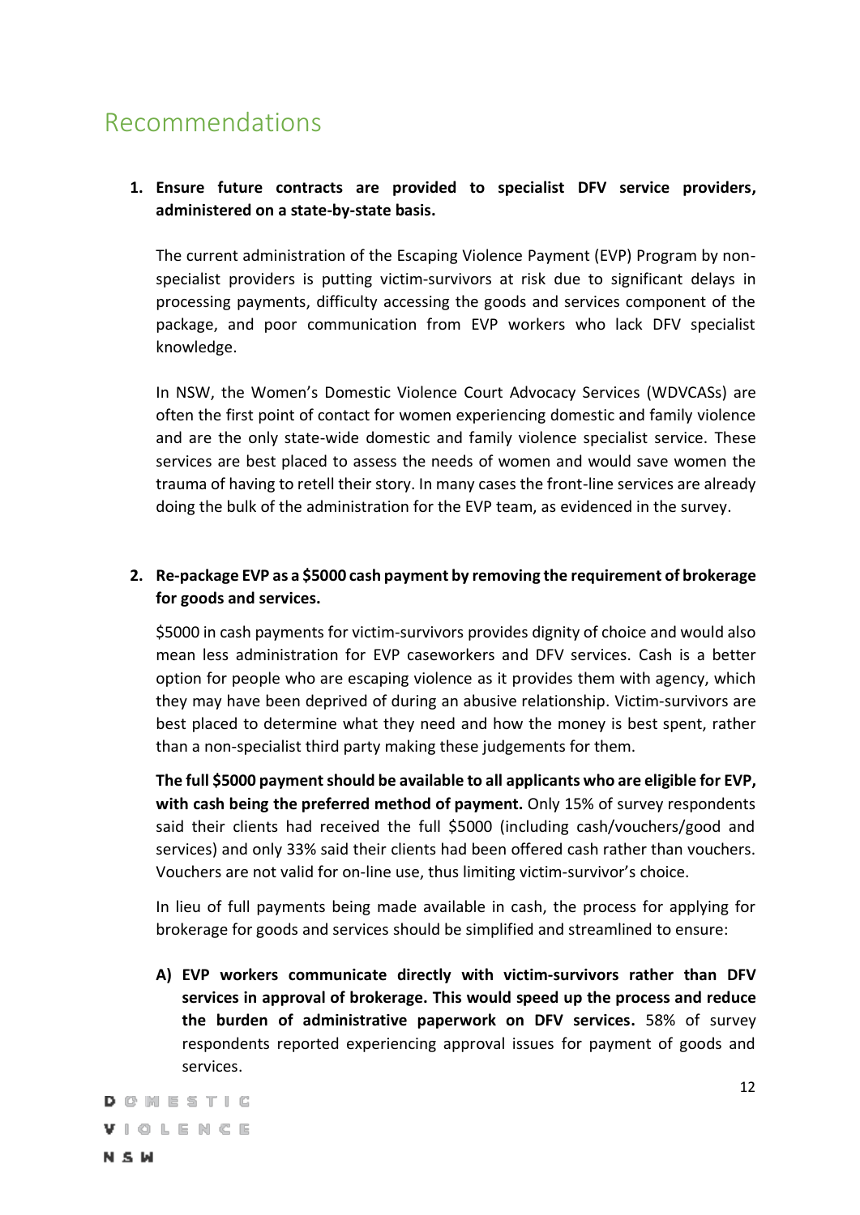# Recommendations

1. **Ensure future contracts are provided to specialist DFV service providers, administered on a state-by-state basis.**

   The current administration of the Escaping Violence Payment (EVP) Program by non-specialist providers is putting victim-survivors at risk due to significant delays in processing payments, difficulty accessing the goods and services component of the package, and poor communication from EVP workers who lack DFV specialist knowledge.

   In NSW, the Women's Domestic Violence Court Advocacy Services (WDVCASs) are often the first point of contact for women experiencing domestic and family violence and are the only state-wide domestic and family violence specialist service. These services are best placed to assess the needs of women and would save women the trauma of having to retell their story. In many cases the front-line services are already doing the bulk of the administration for the EVP team, as evidenced in the survey.

2. **Re-package EVP as a $5000 cash payment by removing the requirement of brokerage for goods and services.**

   $5000 in cash payments for victim-survivors provides dignity of choice and would also mean less administration for EVP caseworkers and DFV services. Cash is a better option for people who are escaping violence as it provides them with agency, which they may have been deprived of during an abusive relationship. Victim-survivors are best placed to determine what they need and how the money is best spent, rather than a non-specialist third party making these judgements for them.

   **The full $5000 payment should be available to all applicants who are eligible for EVP, with cash being the preferred method of payment.** Only 15% of survey respondents said their clients had received the full $5000 (including cash/vouchers/good and services) and only 33% said their clients had been offered cash rather than vouchers. Vouchers are not valid for on-line use, thus limiting victim-survivor's choice.

   In lieu of full payments being made available in cash, the process for applying for brokerage for goods and services should be simplified and streamlined to ensure:

   A) **EVP workers communicate directly with victim-survivors rather than DFV services in approval of brokerage. This would speed up the process and reduce the burden of administrative paperwork on DFV services.** 58% of survey respondents reported experiencing approval issues for payment of goods and services.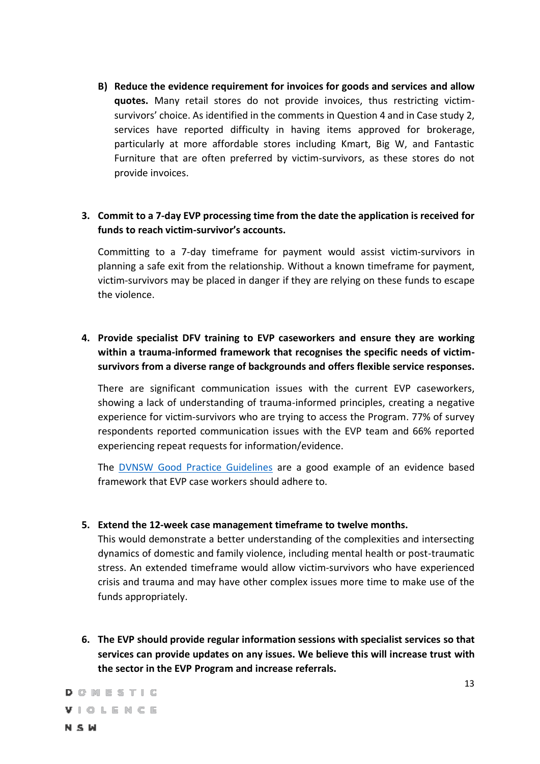B) **Reduce the evidence requirement for invoices for goods and services and allow quotes.** Many retail stores do not provide invoices, thus restricting victim-survivors' choice. As identified in the comments in Question 4 and in Case study 2, services have reported difficulty in having items approved for brokerage, particularly at more affordable stores including Kmart, Big W, and Fantastic Furniture that are often preferred by victim-survivors, as these stores do not provide invoices.

3. **Commit to a 7-day EVP processing time from the date the application is received for funds to reach victim-survivor's accounts.**

   Committing to a 7-day timeframe for payment would assist victim-survivors in planning a safe exit from the relationship. Without a known timeframe for payment, victim-survivors may be placed in danger if they are relying on these funds to escape the violence.

4. **Provide specialist DFV training to EVP caseworkers and ensure they are working within a trauma-informed framework that recognises the specific needs of victim-survivors from a diverse range of backgrounds and offers flexible service responses.**

   There are significant communication issues with the current EVP caseworkers, showing a lack of understanding of trauma-informed principles, creating a negative experience for victim-survivors who are trying to access the Program. 77% of survey respondents reported communication issues with the EVP team and 66% reported experiencing repeat requests for information/evidence.

   The DVNSW Good Practice Guidelines are a good example of an evidence based framework that EVP case workers should adhere to.

5. **Extend the 12-week case management timeframe to twelve months.**
   This would demonstrate a better understanding of the complexities and intersecting dynamics of domestic and family violence, including mental health or post-traumatic stress. An extended timeframe would allow victim-survivors who have experienced crisis and trauma and may have other complex issues more time to make use of the funds appropriately.

6. **The EVP should provide regular information sessions with specialist services so that services can provide updates on any issues. We believe this will increase trust with the sector in the EVP Program and increase referrals.**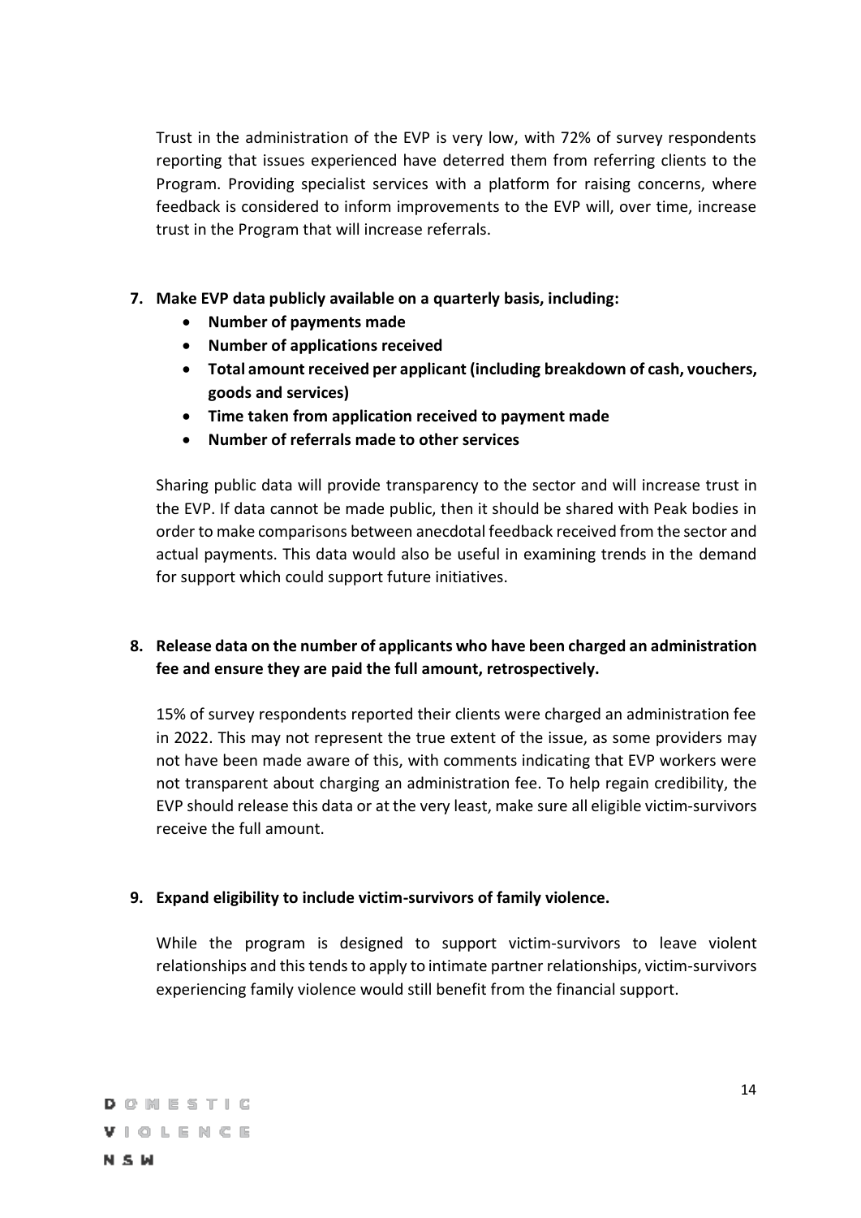Trust in the administration of the EVP is very low, with 72% of survey respondents reporting that issues experienced have deterred them from referring clients to the Program. Providing specialist services with a platform for raising concerns, where feedback is considered to inform improvements to the EVP will, over time, increase trust in the Program that will increase referrals.

**7. Make EVP data publicly available on a quarterly basis, including:**

- **Number of payments made**
- **Number of applications received**
- **Total amount received per applicant (including breakdown of cash, vouchers, goods and services)**
- **Time taken from application received to payment made**
- **Number of referrals made to other services**

Sharing public data will provide transparency to the sector and will increase trust in the EVP. If data cannot be made public, then it should be shared with Peak bodies in order to make comparisons between anecdotal feedback received from the sector and actual payments. This data would also be useful in examining trends in the demand for support which could support future initiatives.

**8. Release data on the number of applicants who have been charged an administration fee and ensure they are paid the full amount, retrospectively.**

15% of survey respondents reported their clients were charged an administration fee in 2022. This may not represent the true extent of the issue, as some providers may not have been made aware of this, with comments indicating that EVP workers were not transparent about charging an administration fee. To help regain credibility, the EVP should release this data or at the very least, make sure all eligible victim-survivors receive the full amount.

**9. Expand eligibility to include victim-survivors of family violence.**

While the program is designed to support victim-survivors to leave violent relationships and this tends to apply to intimate partner relationships, victim-survivors experiencing family violence would still benefit from the financial support.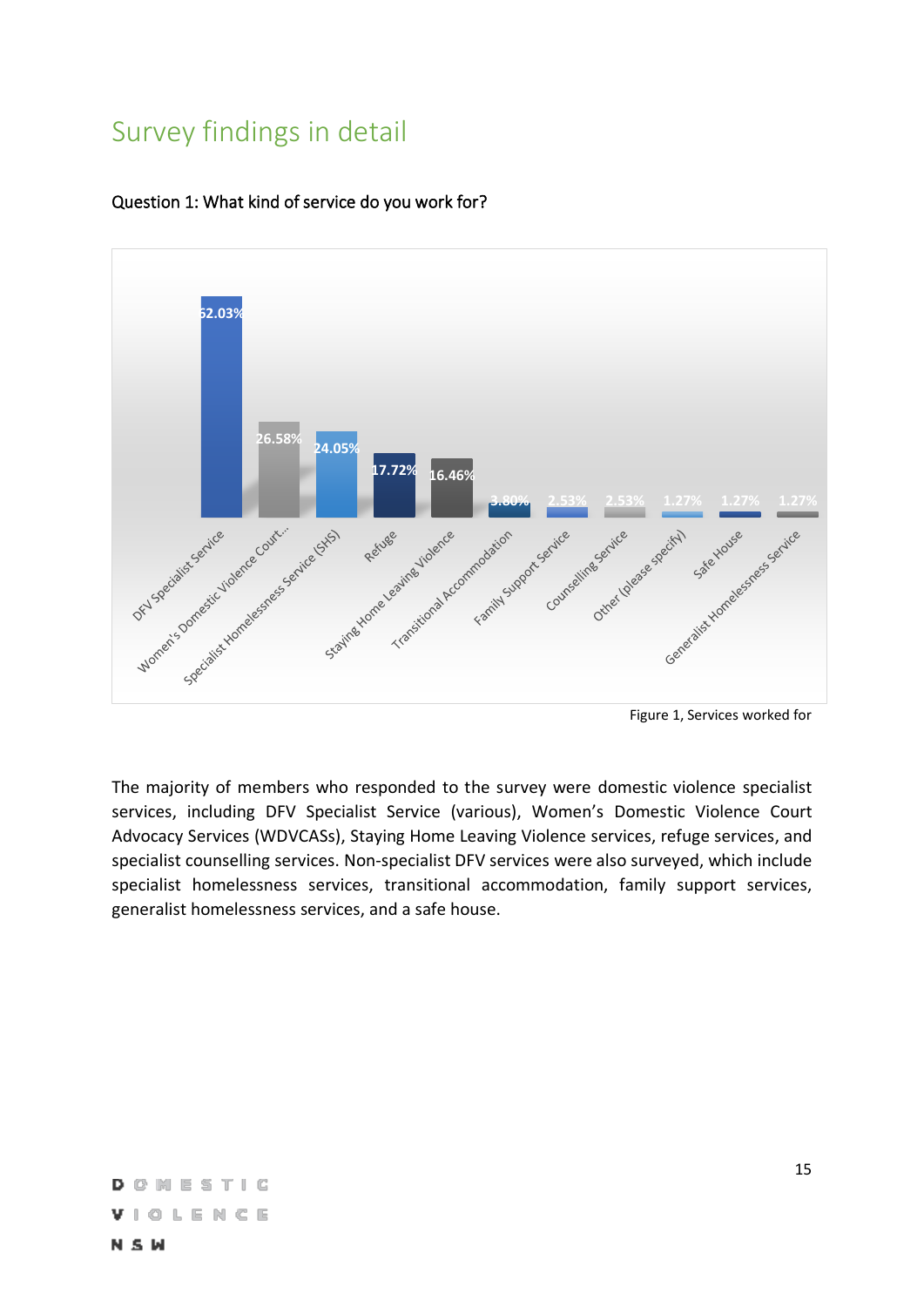# Survey findings in detail

Question 1: What kind of service do you work for?

| Service | Percentage |
|---|---|
| DFV Specialist Service | 62.03% |
| Women's Domestic Violence Court... | 26.58% |
| Specialist Homelessness Service (SHS) | 24.05% |
| Refuge | 17.72% |
| Staying Home Leaving Violence | 16.46% |
| Transitional Accommodation | 3.80% |
| Family Support Service | 2.53% |
| Counselling Service | 2.53% |
| Other (please specify) | 1.27% |
| Safe House | 1.27% |
| Generalist Homelessness Service | 1.27% |

Figure 1, Services worked for

The majority of members who responded to the survey were domestic violence specialist services, including DFV Specialist Service (various), Women's Domestic Violence Court Advocacy Services (WDVCASs), Staying Home Leaving Violence services, refuge services, and specialist counselling services. Non-specialist DFV services were also surveyed, which include specialist homelessness services, transitional accommodation, family support services, generalist homelessness services, and a safe house.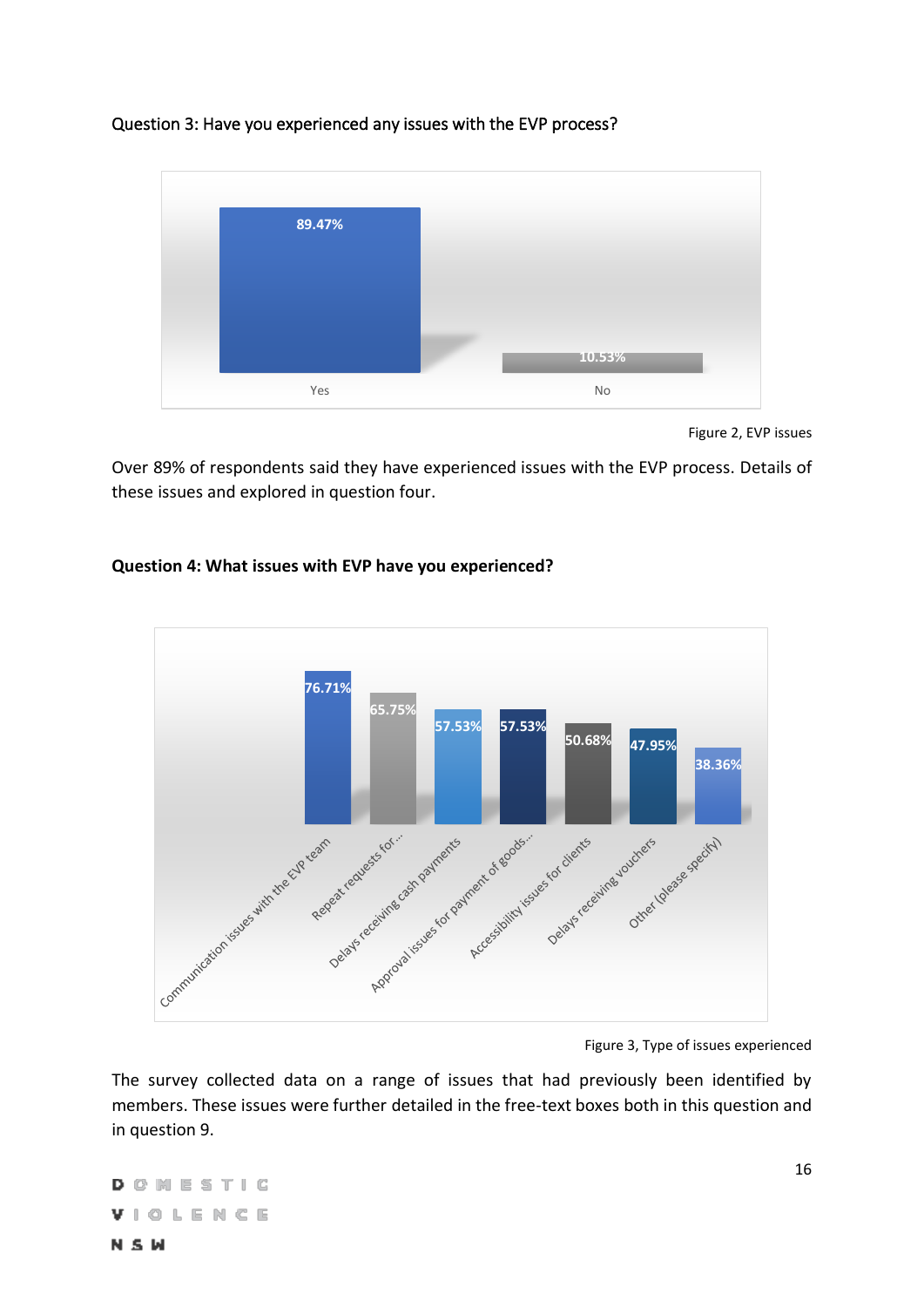Question 3: Have you experienced any issues with the EVP process?

| Response | Percentage |
|---|---|
| Yes | 89.47% |
| No | 10.53% |

Figure 2, EVP issues

Over 89% of respondents said they have experienced issues with the EVP process. Details of these issues and explored in question four.

**Question 4: What issues with EVP have you experienced?**

| Issue | Percentage |
|---|---|
| Communication issues with the EVP team | 76.71% |
| Repeat requests for... | 65.75% |
| Delays receiving cash payments | 57.53% |
| Approval issues for payment of goods... | 57.53% |
| Accessibility issues for clients | 50.68% |
| Delays receiving vouchers | 47.95% |
| Other (please specify) | 38.36% |

Figure 3, Type of issues experienced

The survey collected data on a range of issues that had previously been identified by members. These issues were further detailed in the free-text boxes both in this question and in question 9.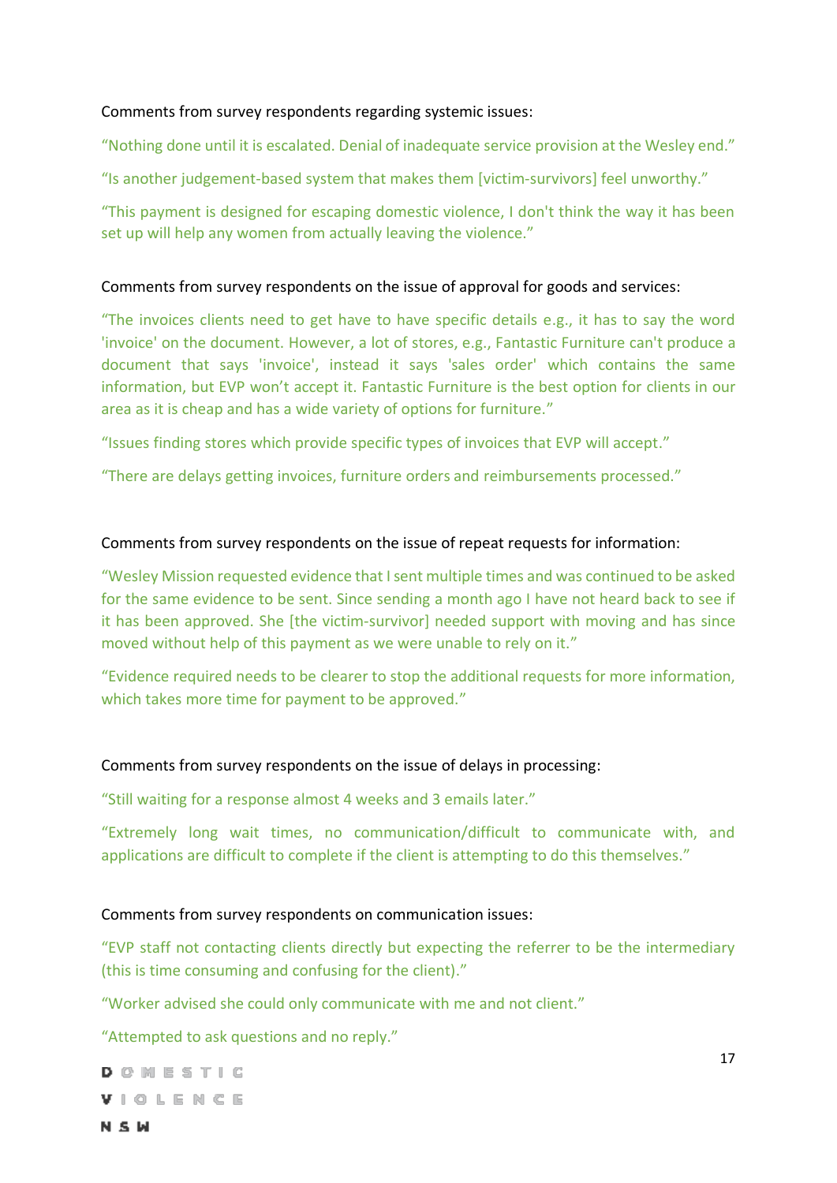Comments from survey respondents regarding systemic issues:

"Nothing done until it is escalated. Denial of inadequate service provision at the Wesley end."

"Is another judgement-based system that makes them [victim-survivors] feel unworthy."

"This payment is designed for escaping domestic violence, I don't think the way it has been set up will help any women from actually leaving the violence."

Comments from survey respondents on the issue of approval for goods and services:

"The invoices clients need to get have to have specific details e.g., it has to say the word 'invoice' on the document. However, a lot of stores, e.g., Fantastic Furniture can't produce a document that says 'invoice', instead it says 'sales order' which contains the same information, but EVP won't accept it. Fantastic Furniture is the best option for clients in our area as it is cheap and has a wide variety of options for furniture."

"Issues finding stores which provide specific types of invoices that EVP will accept."

"There are delays getting invoices, furniture orders and reimbursements processed."

Comments from survey respondents on the issue of repeat requests for information:

"Wesley Mission requested evidence that I sent multiple times and was continued to be asked for the same evidence to be sent. Since sending a month ago I have not heard back to see if it has been approved. She [the victim-survivor] needed support with moving and has since moved without help of this payment as we were unable to rely on it."

"Evidence required needs to be clearer to stop the additional requests for more information, which takes more time for payment to be approved."

Comments from survey respondents on the issue of delays in processing:

"Still waiting for a response almost 4 weeks and 3 emails later."

"Extremely long wait times, no communication/difficult to communicate with, and applications are difficult to complete if the client is attempting to do this themselves."

Comments from survey respondents on communication issues:

"EVP staff not contacting clients directly but expecting the referrer to be the intermediary (this is time consuming and confusing for the client)."

"Worker advised she could only communicate with me and not client."

"Attempted to ask questions and no reply."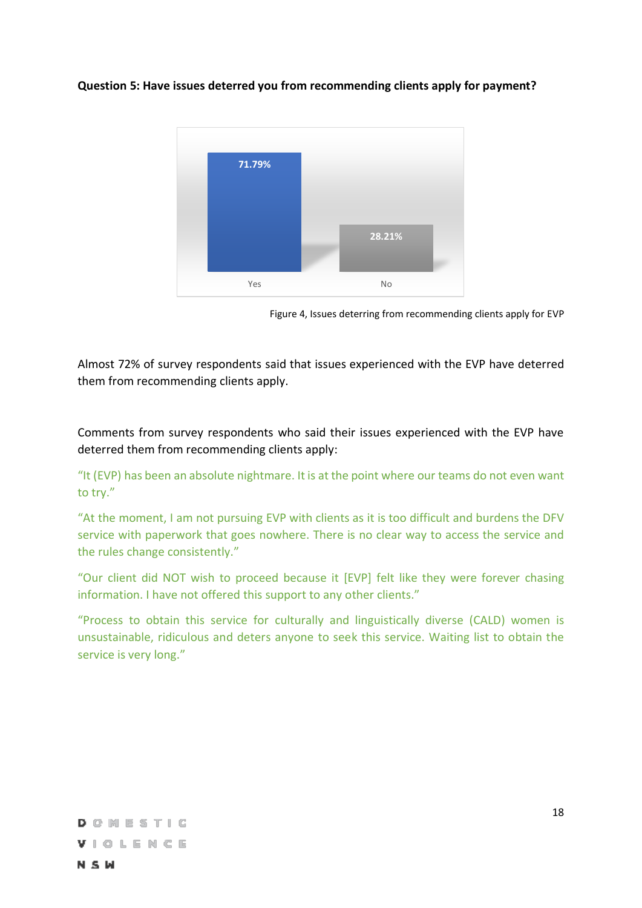**Question 5: Have issues deterred you from recommending clients apply for payment?**

| | Yes | No |
|---|---|---|
| | 71.79% | 28.21% |

Figure 4, Issues deterring from recommending clients apply for EVP

Almost 72% of survey respondents said that issues experienced with the EVP have deterred them from recommending clients apply.

Comments from survey respondents who said their issues experienced with the EVP have deterred them from recommending clients apply:

"It (EVP) has been an absolute nightmare. It is at the point where our teams do not even want to try."

"At the moment, I am not pursuing EVP with clients as it is too difficult and burdens the DFV service with paperwork that goes nowhere. There is no clear way to access the service and the rules change consistently."

"Our client did NOT wish to proceed because it [EVP] felt like they were forever chasing information. I have not offered this support to any other clients."

"Process to obtain this service for culturally and linguistically diverse (CALD) women is unsustainable, ridiculous and deters anyone to seek this service. Waiting list to obtain the service is very long."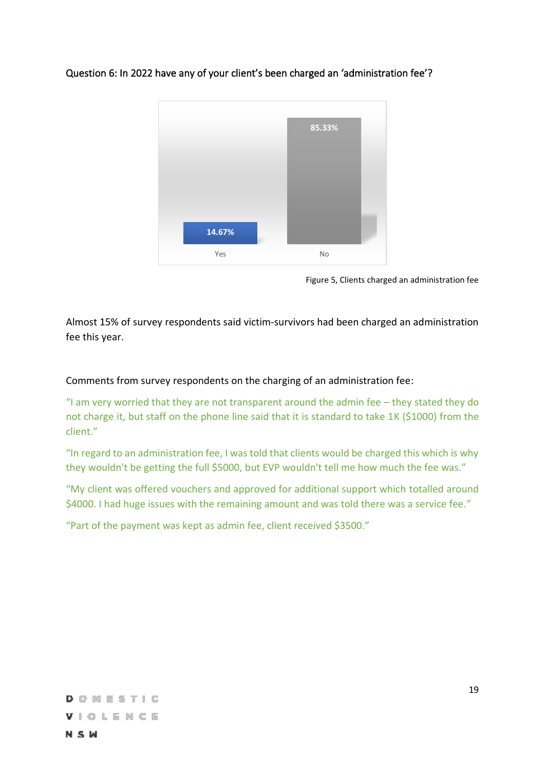Question 6: In 2022 have any of your client's been charged an 'administration fee'?

| | Yes | No |
|---|---|---|
| | 14.67% | 85.33% |

Figure 5, Clients charged an administration fee

Almost 15% of survey respondents said victim-survivors had been charged an administration fee this year.

Comments from survey respondents on the charging of an administration fee:

"I am very worried that they are not transparent around the admin fee – they stated they do not charge it, but staff on the phone line said that it is standard to take 1K ($1000) from the client."

"In regard to an administration fee, I was told that clients would be charged this which is why they wouldn't be getting the full $5000, but EVP wouldn't tell me how much the fee was."

"My client was offered vouchers and approved for additional support which totalled around $4000. I had huge issues with the remaining amount and was told there was a service fee."

"Part of the payment was kept as admin fee, client received $3500."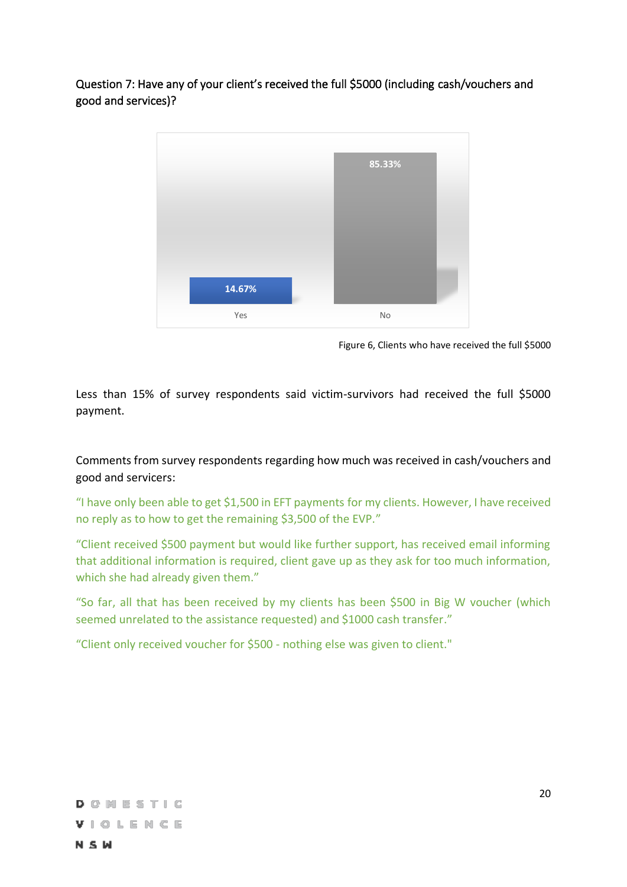Question 7: Have any of your client's received the full $5000 (including cash/vouchers and good and services)?

| | Yes | No |
|---|---|---|
| | 14.67% | 85.33% |

Figure 6, Clients who have received the full $5000

Less than 15% of survey respondents said victim-survivors had received the full $5000 payment.

Comments from survey respondents regarding how much was received in cash/vouchers and good and servicers:

"I have only been able to get $1,500 in EFT payments for my clients. However, I have received no reply as to how to get the remaining $3,500 of the EVP."

"Client received $500 payment but would like further support, has received email informing that additional information is required, client gave up as they ask for too much information, which she had already given them."

"So far, all that has been received by my clients has been $500 in Big W voucher (which seemed unrelated to the assistance requested) and $1000 cash transfer."

"Client only received voucher for $500 - nothing else was given to client."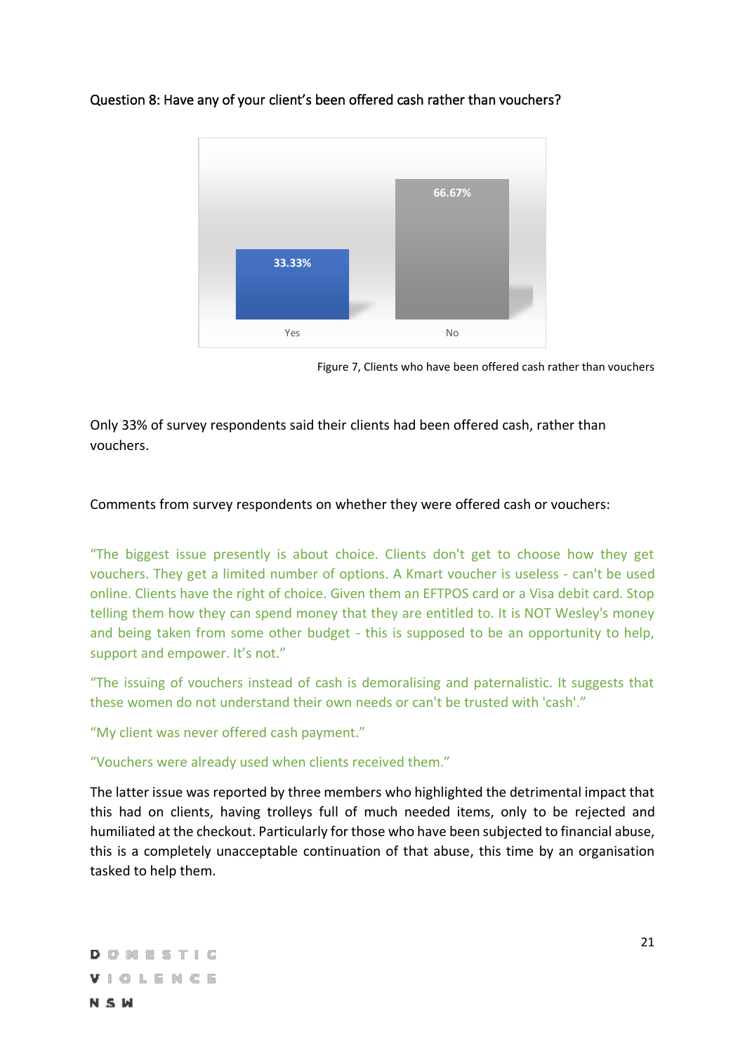Question 8: Have any of your client's been offered cash rather than vouchers?

| | Yes | No |
|---|---|---|
| | 33.33% | 66.67% |

Figure 7, Clients who have been offered cash rather than vouchers

Only 33% of survey respondents said their clients had been offered cash, rather than vouchers.

Comments from survey respondents on whether they were offered cash or vouchers:

"The biggest issue presently is about choice. Clients don't get to choose how they get vouchers. They get a limited number of options. A Kmart voucher is useless - can't be used online. Clients have the right of choice. Given them an EFTPOS card or a Visa debit card. Stop telling them how they can spend money that they are entitled to. It is NOT Wesley's money and being taken from some other budget - this is supposed to be an opportunity to help, support and empower. It's not."

"The issuing of vouchers instead of cash is demoralising and paternalistic. It suggests that these women do not understand their own needs or can't be trusted with 'cash'."

"My client was never offered cash payment."

"Vouchers were already used when clients received them."

The latter issue was reported by three members who highlighted the detrimental impact that this had on clients, having trolleys full of much needed items, only to be rejected and humiliated at the checkout. Particularly for those who have been subjected to financial abuse, this is a completely unacceptable continuation of that abuse, this time by an organisation tasked to help them.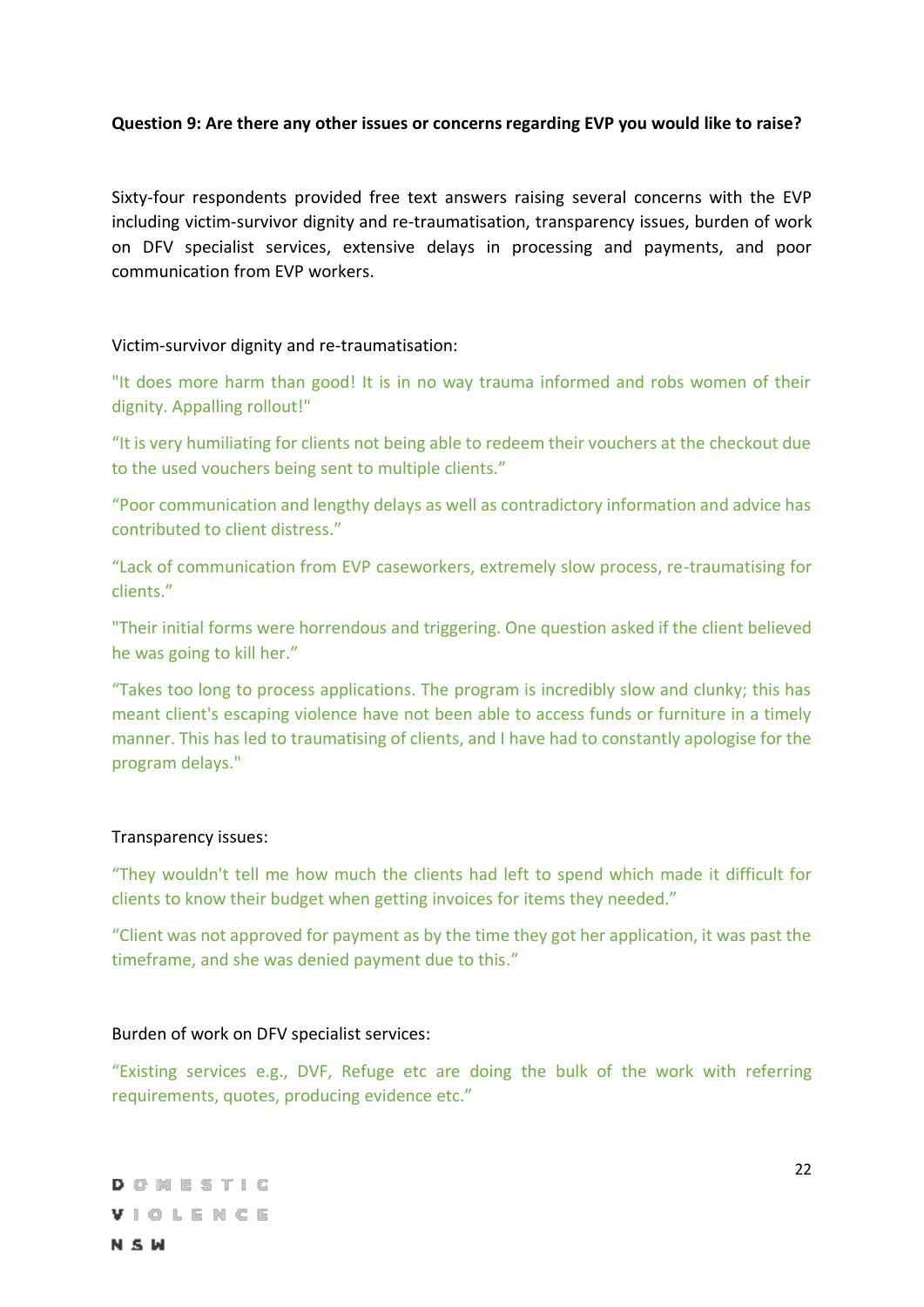**Question 9: Are there any other issues or concerns regarding EVP you would like to raise?**

Sixty-four respondents provided free text answers raising several concerns with the EVP including victim-survivor dignity and re-traumatisation, transparency issues, burden of work on DFV specialist services, extensive delays in processing and payments, and poor communication from EVP workers.

Victim-survivor dignity and re-traumatisation:

"It does more harm than good! It is in no way trauma informed and robs women of their dignity. Appalling rollout!"

“It is very humiliating for clients not being able to redeem their vouchers at the checkout due to the used vouchers being sent to multiple clients.”

“Poor communication and lengthy delays as well as contradictory information and advice has contributed to client distress.”

“Lack of communication from EVP caseworkers, extremely slow process, re-traumatising for clients.”

"Their initial forms were horrendous and triggering. One question asked if the client believed he was going to kill her.”

“Takes too long to process applications. The program is incredibly slow and clunky; this has meant client's escaping violence have not been able to access funds or furniture in a timely manner. This has led to traumatising of clients, and I have had to constantly apologise for the program delays."

Transparency issues:

“They wouldn't tell me how much the clients had left to spend which made it difficult for clients to know their budget when getting invoices for items they needed.”

“Client was not approved for payment as by the time they got her application, it was past the timeframe, and she was denied payment due to this.”

Burden of work on DFV specialist services:

“Existing services e.g., DVF, Refuge etc are doing the bulk of the work with referring requirements, quotes, producing evidence etc.”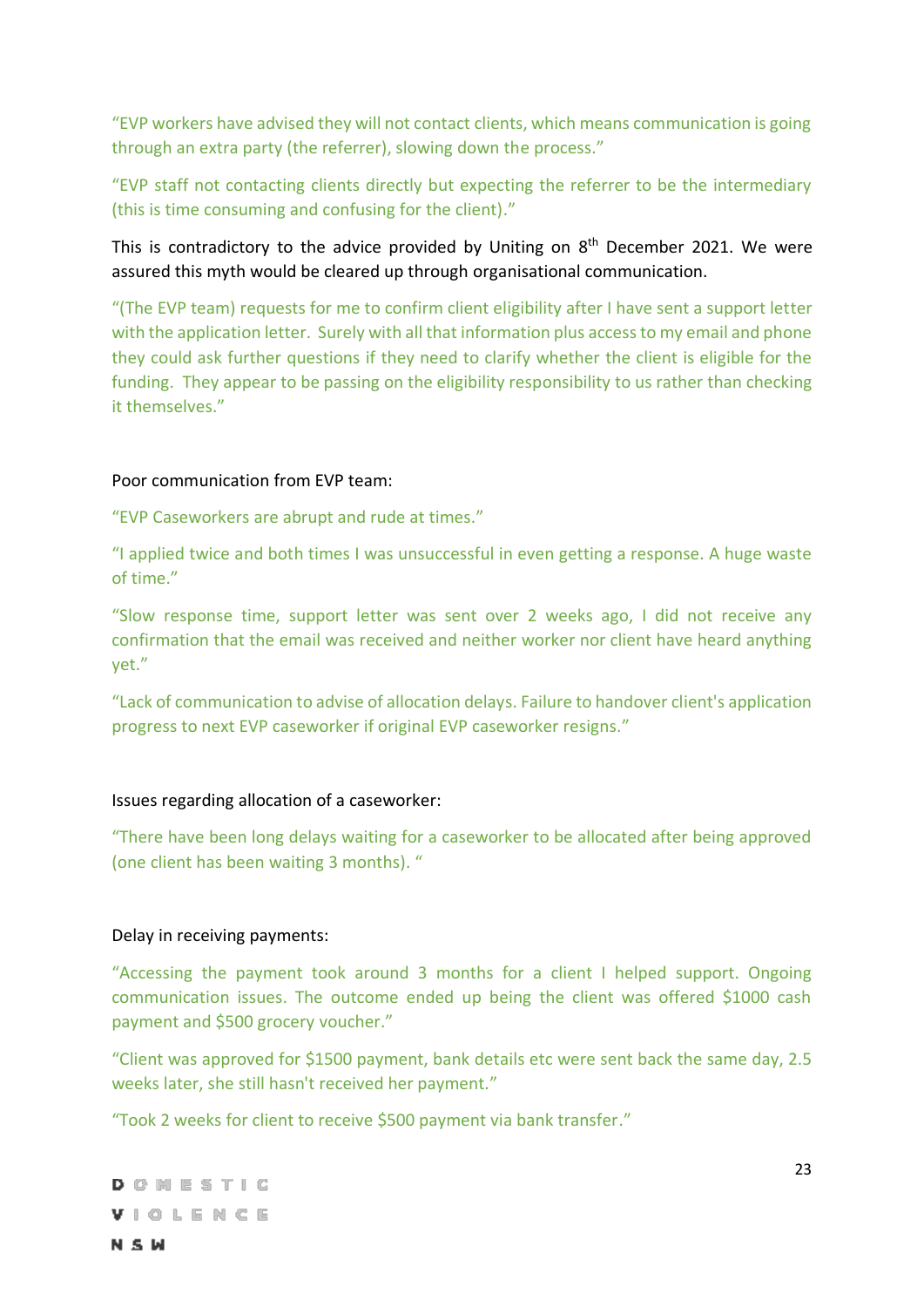"EVP workers have advised they will not contact clients, which means communication is going through an extra party (the referrer), slowing down the process."

"EVP staff not contacting clients directly but expecting the referrer to be the intermediary (this is time consuming and confusing for the client)."

This is contradictory to the advice provided by Uniting on 8th December 2021. We were assured this myth would be cleared up through organisational communication.

"(The EVP team) requests for me to confirm client eligibility after I have sent a support letter with the application letter. Surely with all that information plus access to my email and phone they could ask further questions if they need to clarify whether the client is eligible for the funding. They appear to be passing on the eligibility responsibility to us rather than checking it themselves."

Poor communication from EVP team:

"EVP Caseworkers are abrupt and rude at times."

"I applied twice and both times I was unsuccessful in even getting a response. A huge waste of time."

"Slow response time, support letter was sent over 2 weeks ago, I did not receive any confirmation that the email was received and neither worker nor client have heard anything yet."

"Lack of communication to advise of allocation delays. Failure to handover client's application progress to next EVP caseworker if original EVP caseworker resigns."

Issues regarding allocation of a caseworker:

"There have been long delays waiting for a caseworker to be allocated after being approved (one client has been waiting 3 months). "

Delay in receiving payments:

"Accessing the payment took around 3 months for a client I helped support. Ongoing communication issues. The outcome ended up being the client was offered $1000 cash payment and $500 grocery voucher."

"Client was approved for $1500 payment, bank details etc were sent back the same day, 2.5 weeks later, she still hasn't received her payment."

"Took 2 weeks for client to receive $500 payment via bank transfer."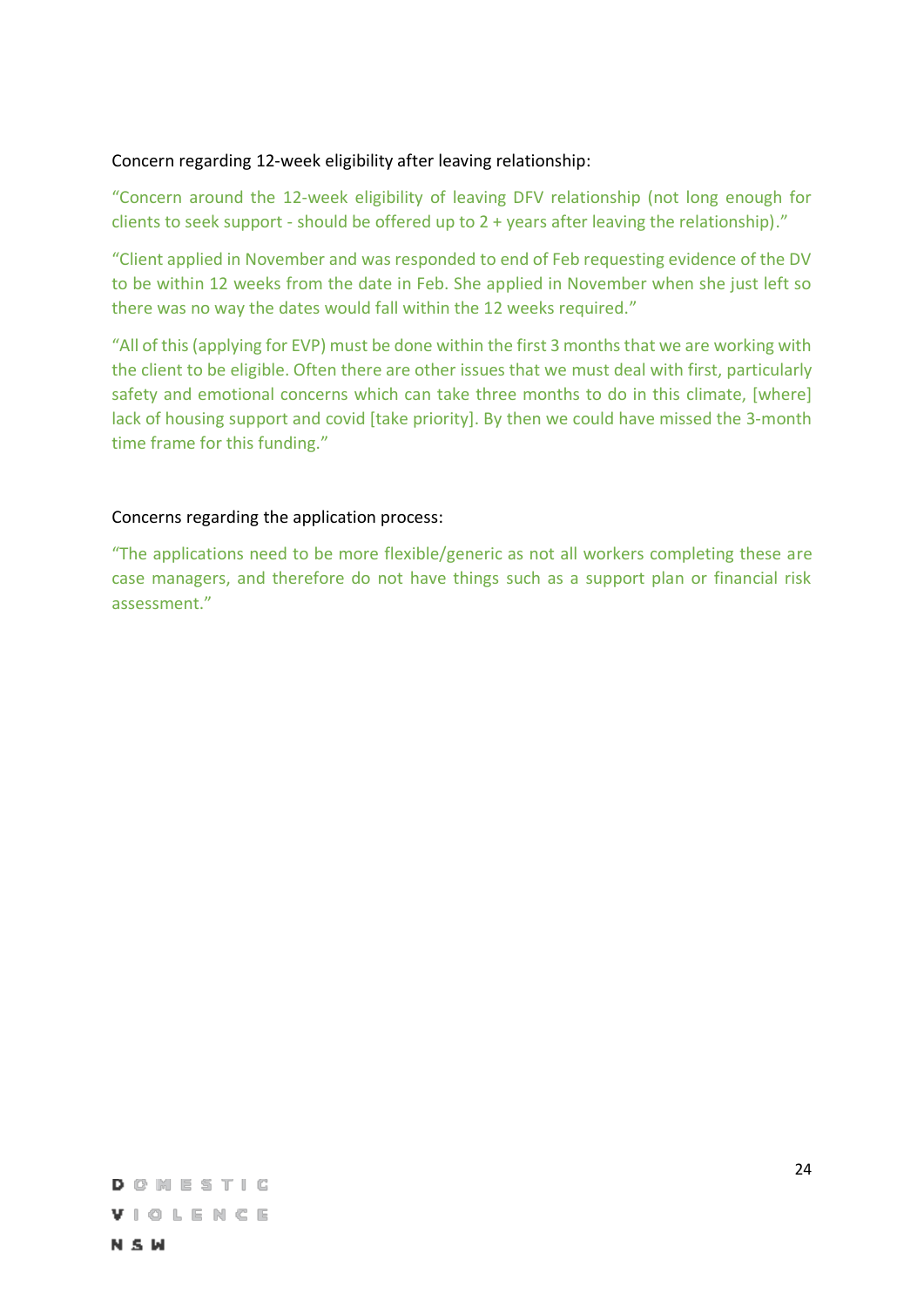Concern regarding 12-week eligibility after leaving relationship:

"Concern around the 12-week eligibility of leaving DFV relationship (not long enough for clients to seek support - should be offered up to 2 + years after leaving the relationship)."

"Client applied in November and was responded to end of Feb requesting evidence of the DV to be within 12 weeks from the date in Feb. She applied in November when she just left so there was no way the dates would fall within the 12 weeks required."

"All of this (applying for EVP) must be done within the first 3 months that we are working with the client to be eligible. Often there are other issues that we must deal with first, particularly safety and emotional concerns which can take three months to do in this climate, [where] lack of housing support and covid [take priority]. By then we could have missed the 3-month time frame for this funding."

Concerns regarding the application process:

"The applications need to be more flexible/generic as not all workers completing these are case managers, and therefore do not have things such as a support plan or financial risk assessment."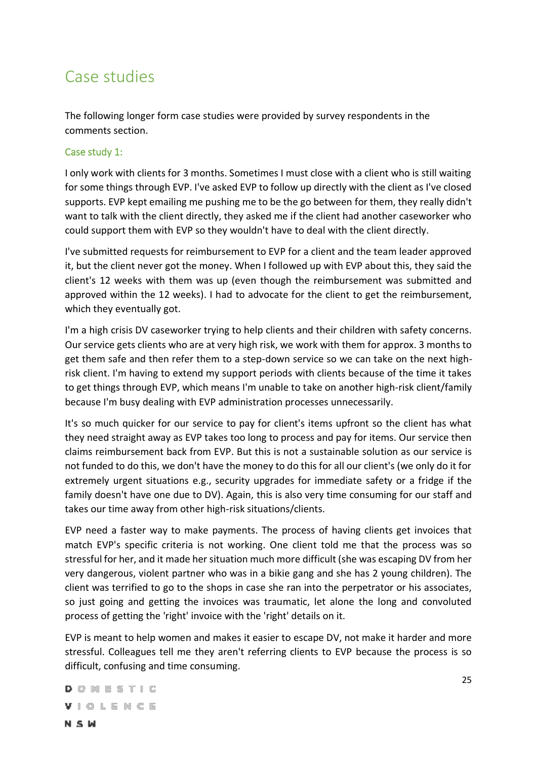# Case studies

The following longer form case studies were provided by survey respondents in the comments section.

## Case study 1:

I only work with clients for 3 months. Sometimes I must close with a client who is still waiting for some things through EVP. I've asked EVP to follow up directly with the client as I've closed supports. EVP kept emailing me pushing me to be the go between for them, they really didn't want to talk with the client directly, they asked me if the client had another caseworker who could support them with EVP so they wouldn't have to deal with the client directly.

I've submitted requests for reimbursement to EVP for a client and the team leader approved it, but the client never got the money. When I followed up with EVP about this, they said the client's 12 weeks with them was up (even though the reimbursement was submitted and approved within the 12 weeks). I had to advocate for the client to get the reimbursement, which they eventually got.

I'm a high crisis DV caseworker trying to help clients and their children with safety concerns. Our service gets clients who are at very high risk, we work with them for approx. 3 months to get them safe and then refer them to a step-down service so we can take on the next high-risk client. I'm having to extend my support periods with clients because of the time it takes to get things through EVP, which means I'm unable to take on another high-risk client/family because I'm busy dealing with EVP administration processes unnecessarily.

It's so much quicker for our service to pay for client's items upfront so the client has what they need straight away as EVP takes too long to process and pay for items. Our service then claims reimbursement back from EVP. But this is not a sustainable solution as our service is not funded to do this, we don't have the money to do this for all our client's (we only do it for extremely urgent situations e.g., security upgrades for immediate safety or a fridge if the family doesn't have one due to DV). Again, this is also very time consuming for our staff and takes our time away from other high-risk situations/clients.

EVP need a faster way to make payments. The process of having clients get invoices that match EVP's specific criteria is not working. One client told me that the process was so stressful for her, and it made her situation much more difficult (she was escaping DV from her very dangerous, violent partner who was in a bikie gang and she has 2 young children). The client was terrified to go to the shops in case she ran into the perpetrator or his associates, so just going and getting the invoices was traumatic, let alone the long and convoluted process of getting the 'right' invoice with the 'right' details on it.

EVP is meant to help women and makes it easier to escape DV, not make it harder and more stressful. Colleagues tell me they aren't referring clients to EVP because the process is so difficult, confusing and time consuming.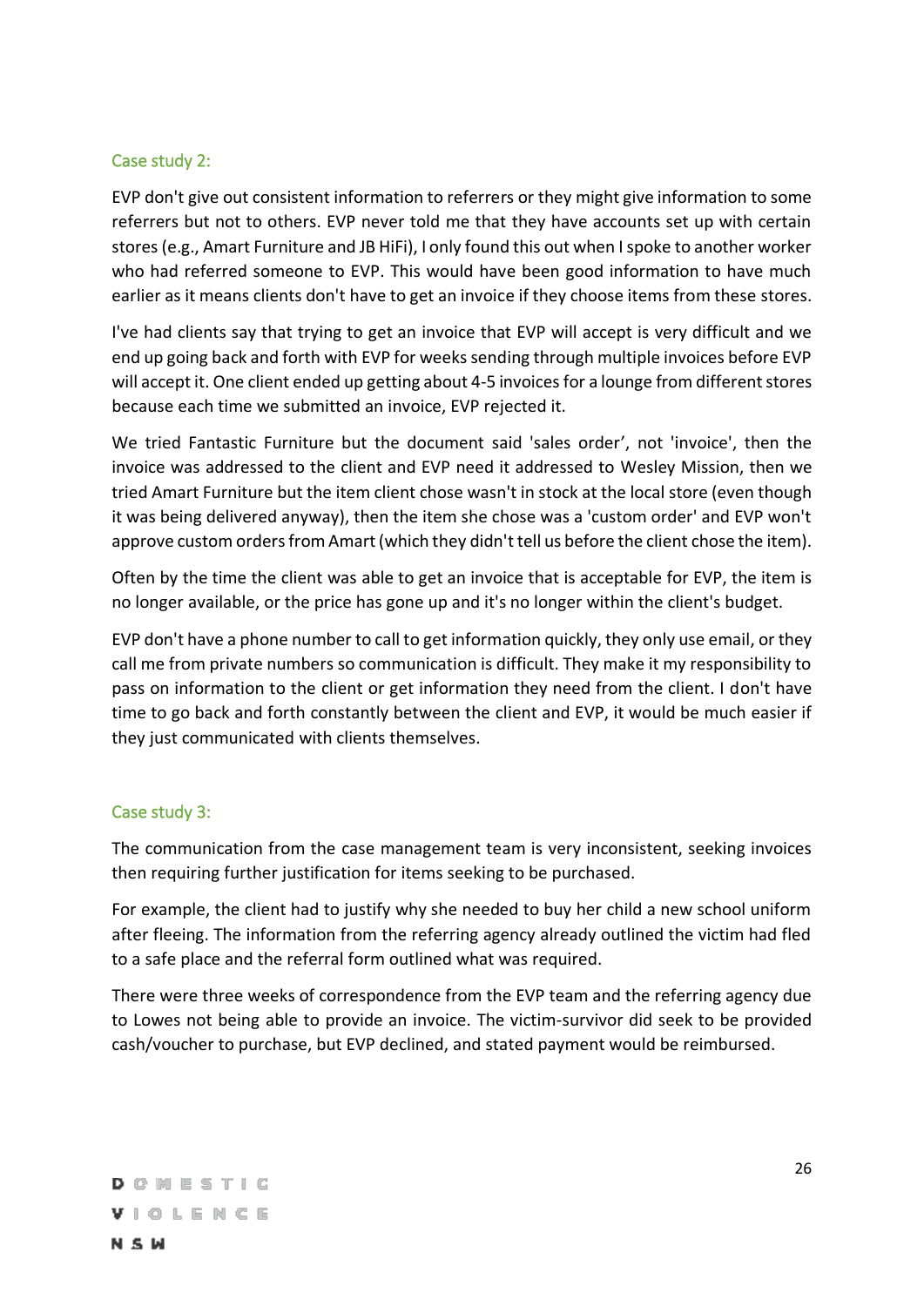### Case study 2:

EVP don't give out consistent information to referrers or they might give information to some referrers but not to others. EVP never told me that they have accounts set up with certain stores (e.g., Amart Furniture and JB HiFi), I only found this out when I spoke to another worker who had referred someone to EVP. This would have been good information to have much earlier as it means clients don't have to get an invoice if they choose items from these stores.

I've had clients say that trying to get an invoice that EVP will accept is very difficult and we end up going back and forth with EVP for weeks sending through multiple invoices before EVP will accept it. One client ended up getting about 4-5 invoices for a lounge from different stores because each time we submitted an invoice, EVP rejected it.

We tried Fantastic Furniture but the document said 'sales order', not 'invoice', then the invoice was addressed to the client and EVP need it addressed to Wesley Mission, then we tried Amart Furniture but the item client chose wasn't in stock at the local store (even though it was being delivered anyway), then the item she chose was a 'custom order' and EVP won't approve custom orders from Amart (which they didn't tell us before the client chose the item).

Often by the time the client was able to get an invoice that is acceptable for EVP, the item is no longer available, or the price has gone up and it's no longer within the client's budget.

EVP don't have a phone number to call to get information quickly, they only use email, or they call me from private numbers so communication is difficult. They make it my responsibility to pass on information to the client or get information they need from the client. I don't have time to go back and forth constantly between the client and EVP, it would be much easier if they just communicated with clients themselves.

### Case study 3:

The communication from the case management team is very inconsistent, seeking invoices then requiring further justification for items seeking to be purchased.

For example, the client had to justify why she needed to buy her child a new school uniform after fleeing. The information from the referring agency already outlined the victim had fled to a safe place and the referral form outlined what was required.

There were three weeks of correspondence from the EVP team and the referring agency due to Lowes not being able to provide an invoice. The victim-survivor did seek to be provided cash/voucher to purchase, but EVP declined, and stated payment would be reimbursed.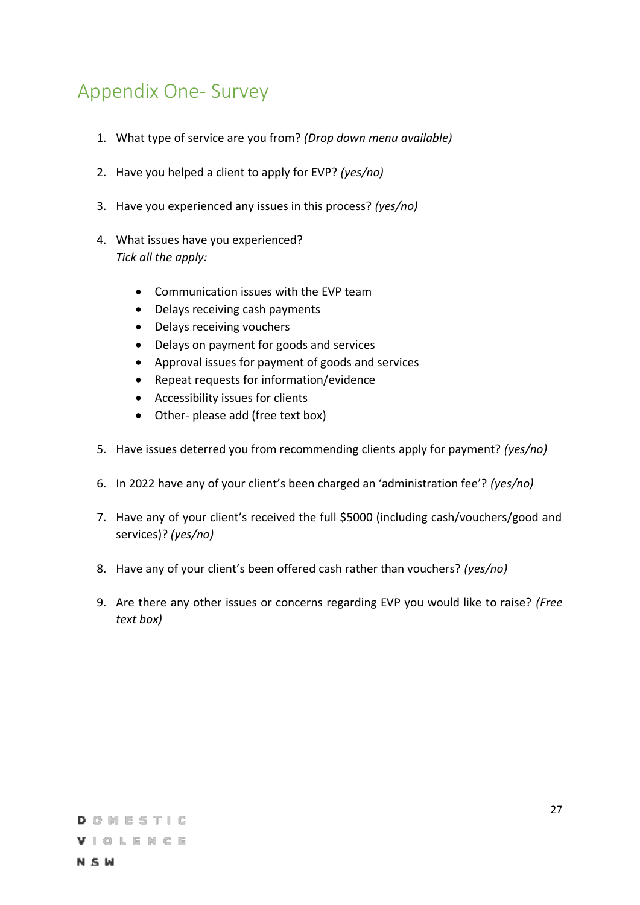## Appendix One- Survey

1. What type of service are you from? *(Drop down menu available)*

2. Have you helped a client to apply for EVP? *(yes/no)*

3. Have you experienced any issues in this process? *(yes/no)*

4. What issues have you experienced?
   *Tick all the apply:*

   - Communication issues with the EVP team
   - Delays receiving cash payments
   - Delays receiving vouchers
   - Delays on payment for goods and services
   - Approval issues for payment of goods and services
   - Repeat requests for information/evidence
   - Accessibility issues for clients
   - Other- please add (free text box)

5. Have issues deterred you from recommending clients apply for payment? *(yes/no)*

6. In 2022 have any of your client's been charged an 'administration fee'? *(yes/no)*

7. Have any of your client's received the full $5000 (including cash/vouchers/good and services)? *(yes/no)*

8. Have any of your client's been offered cash rather than vouchers? *(yes/no)*

9. Are there any other issues or concerns regarding EVP you would like to raise? *(Free text box)*